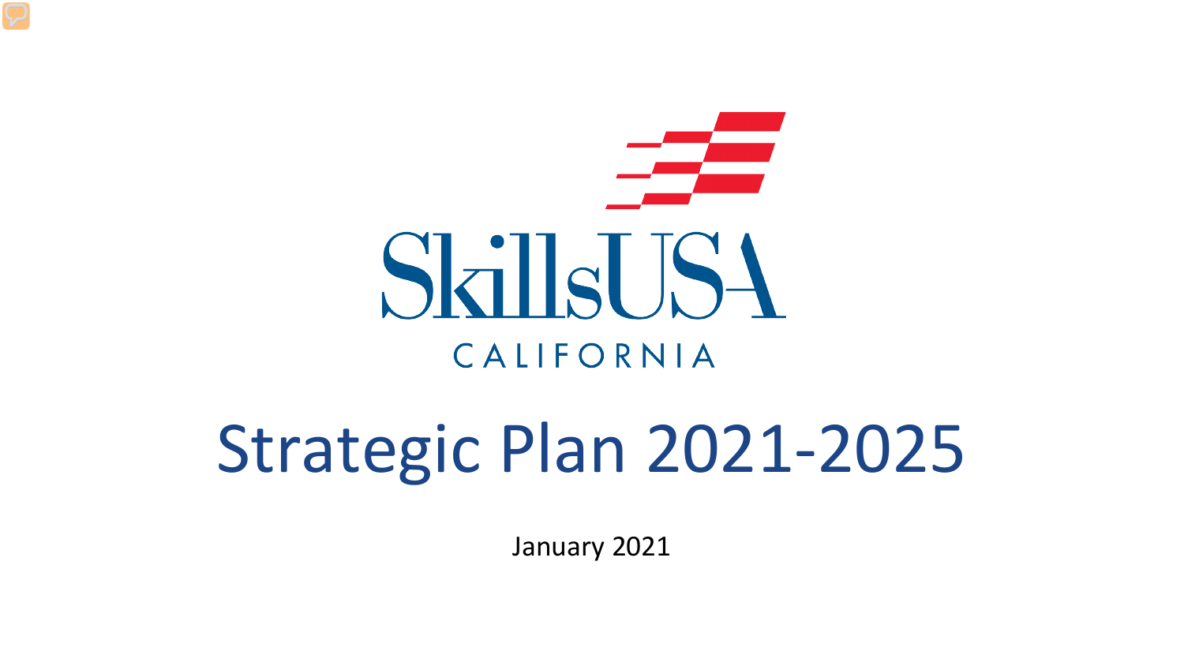SkillsUSA

CALIFORNIA

# Strategic Plan 2021-2025

January 2021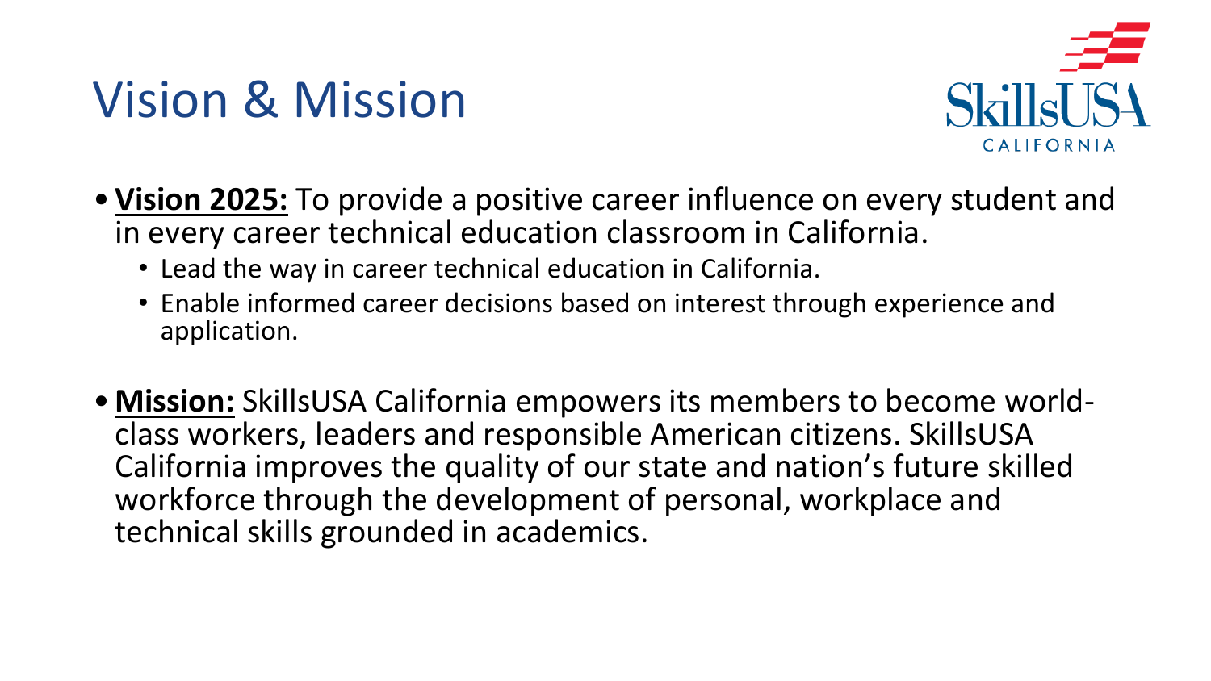# Vision & Mission

- **Vision 2025:** To provide a positive career influence on every student and in every career technical education classroom in California.
  - Lead the way in career technical education in California.
  - Enable informed career decisions based on interest through experience and application.

- **Mission:** SkillsUSA California empowers its members to become world-class workers, leaders and responsible American citizens. SkillsUSA California improves the quality of our state and nation's future skilled workforce through the development of personal, workplace and technical skills grounded in academics.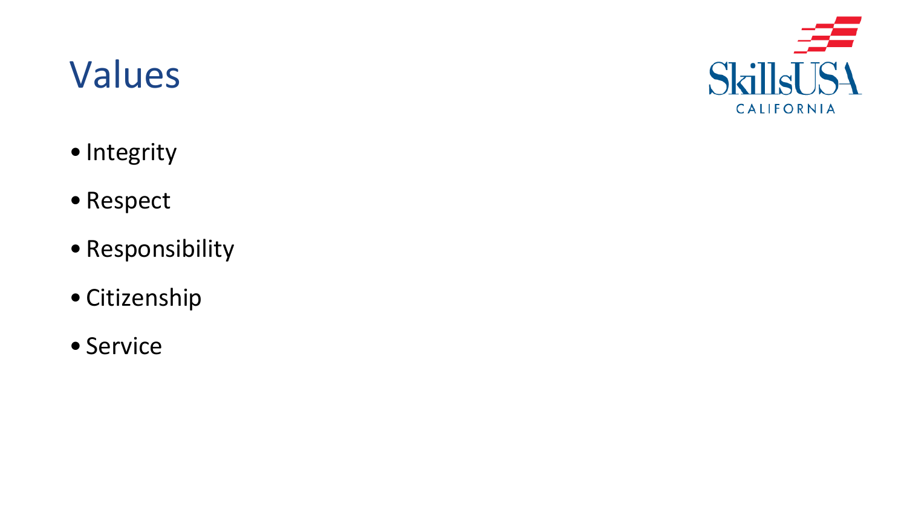# Values

- Integrity
- Respect
- Responsibility
- Citizenship
- Service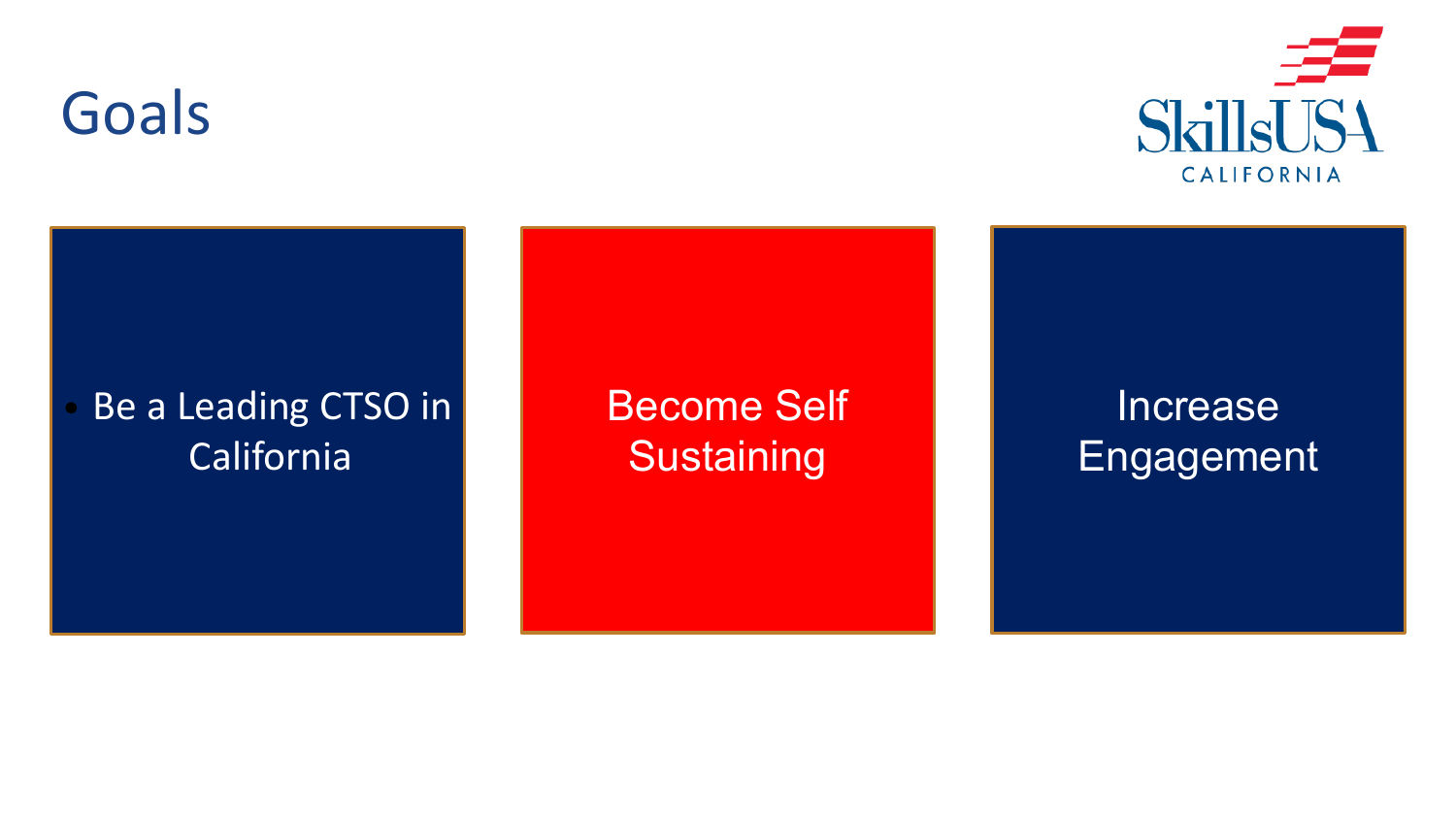# Goals

- Be a Leading CTSO in California

Become Self Sustaining

Increase Engagement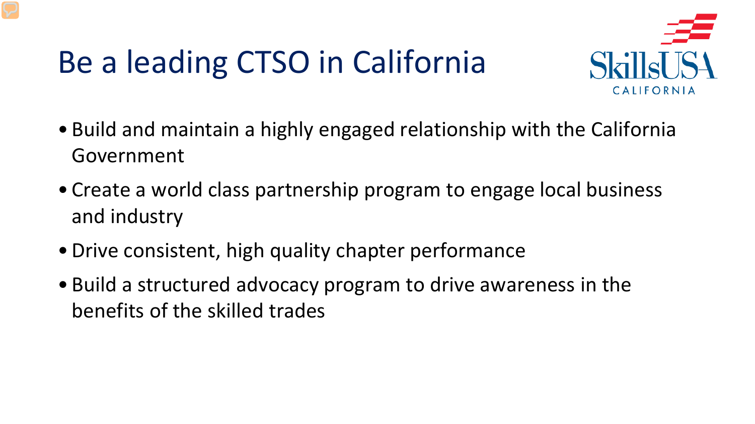# Be a leading CTSO in California

SkillsUSA CALIFORNIA

- Build and maintain a highly engaged relationship with the California Government
- Create a world class partnership program to engage local business and industry
- Drive consistent, high quality chapter performance
- Build a structured advocacy program to drive awareness in the benefits of the skilled trades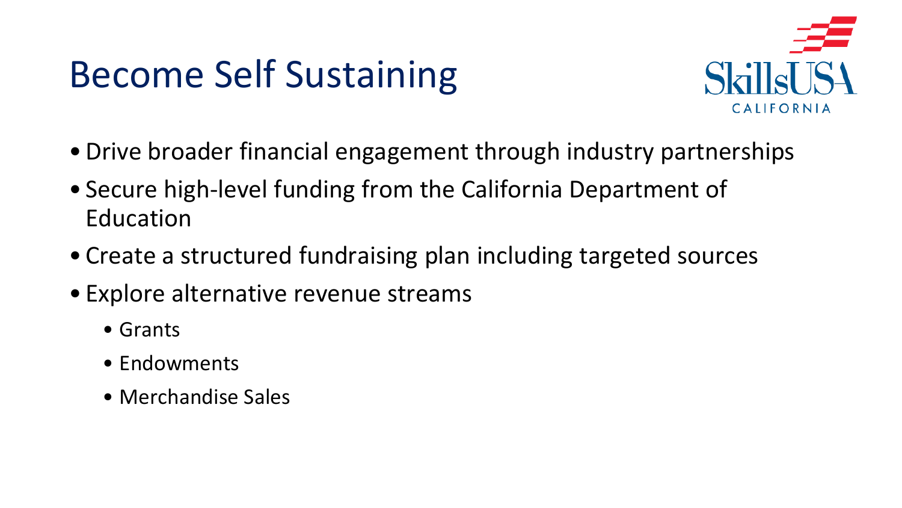# Become Self Sustaining

- Drive broader financial engagement through industry partnerships
- Secure high-level funding from the California Department of Education
- Create a structured fundraising plan including targeted sources
- Explore alternative revenue streams
  - Grants
  - Endowments
  - Merchandise Sales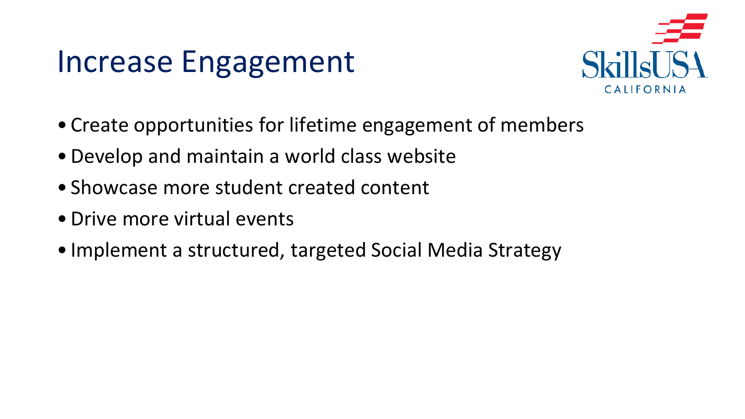# Increase Engagement

- Create opportunities for lifetime engagement of members
- Develop and maintain a world class website
- Showcase more student created content
- Drive more virtual events
- Implement a structured, targeted Social Media Strategy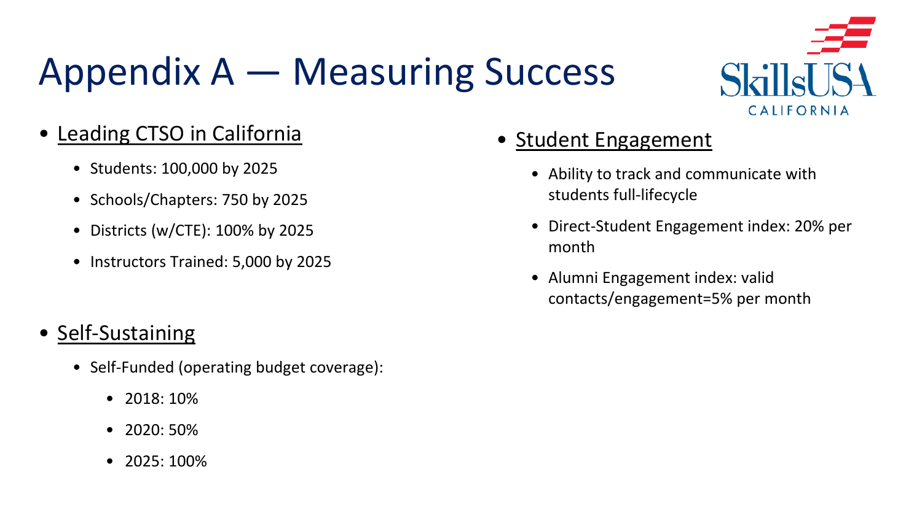# Appendix A — Measuring Success

- Leading CTSO in California
  - Students: 100,000 by 2025
  - Schools/Chapters: 750 by 2025
  - Districts (w/CTE): 100% by 2025
  - Instructors Trained: 5,000 by 2025

- Self-Sustaining
  - Self-Funded (operating budget coverage):
    - 2018: 10%
    - 2020: 50%
    - 2025: 100%

- Student Engagement
  - Ability to track and communicate with students full-lifecycle
  - Direct-Student Engagement index: 20% per month
  - Alumni Engagement index: valid contacts/engagement=5% per month